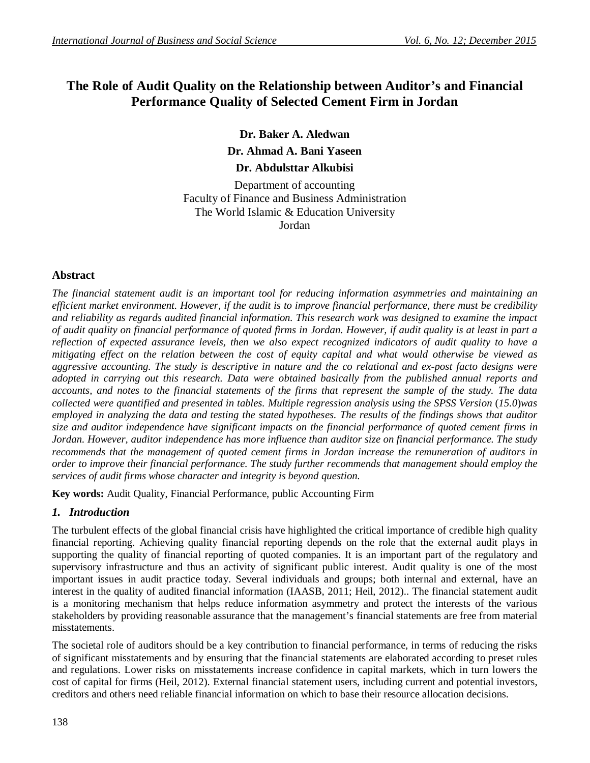# The Role of Audit Quality on the Relationship between Auditor's and Financial Performance Quality of Selected Cement Firm in Jordan

**Dr. Baker A. Aledwan**

**Dr. Ahmad A. Bani Yaseen**

**Dr. Abdulsttar Alkubisi**

Department of accounting
Faculty of Finance and Business Administration
The World Islamic & Education University
Jordan

## Abstract

*The financial statement audit is an important tool for reducing information asymmetries and maintaining an efficient market environment. However, if the audit is to improve financial performance, there must be credibility and reliability as regards audited financial information. This research work was designed to examine the impact of audit quality on financial performance of quoted firms in Jordan. However, if audit quality is at least in part a reflection of expected assurance levels, then we also expect recognized indicators of audit quality to have a mitigating effect on the relation between the cost of equity capital and what would otherwise be viewed as aggressive accounting. The study is descriptive in nature and the co relational and ex-post facto designs were adopted in carrying out this research. Data were obtained basically from the published annual reports and accounts, and notes to the financial statements of the firms that represent the sample of the study. The data collected were quantified and presented in tables. Multiple regression analysis using the SPSS Version (15.0)was employed in analyzing the data and testing the stated hypotheses. The results of the findings shows that auditor size and auditor independence have significant impacts on the financial performance of quoted cement firms in Jordan. However, auditor independence has more influence than auditor size on financial performance. The study recommends that the management of quoted cement firms in Jordan increase the remuneration of auditors in order to improve their financial performance. The study further recommends that management should employ the services of audit firms whose character and integrity is beyond question.*

**Key words:** Audit Quality, Financial Performance, public Accounting Firm

## 1. Introduction

The turbulent effects of the global financial crisis have highlighted the critical importance of credible high quality financial reporting. Achieving quality financial reporting depends on the role that the external audit plays in supporting the quality of financial reporting of quoted companies. It is an important part of the regulatory and supervisory infrastructure and thus an activity of significant public interest. Audit quality is one of the most important issues in audit practice today. Several individuals and groups; both internal and external, have an interest in the quality of audited financial information (IAASB, 2011; Heil, 2012).. The financial statement audit is a monitoring mechanism that helps reduce information asymmetry and protect the interests of the various stakeholders by providing reasonable assurance that the management's financial statements are free from material misstatements.

The societal role of auditors should be a key contribution to financial performance, in terms of reducing the risks of significant misstatements and by ensuring that the financial statements are elaborated according to preset rules and regulations. Lower risks on misstatements increase confidence in capital markets, which in turn lowers the cost of capital for firms (Heil, 2012). External financial statement users, including current and potential investors, creditors and others need reliable financial information on which to base their resource allocation decisions.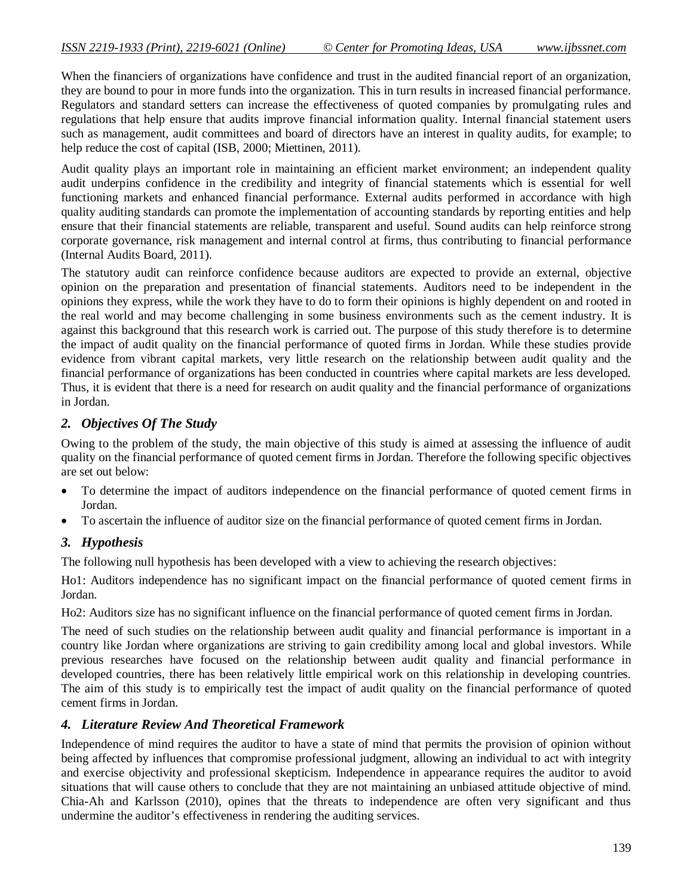When the financiers of organizations have confidence and trust in the audited financial report of an organization, they are bound to pour in more funds into the organization. This in turn results in increased financial performance. Regulators and standard setters can increase the effectiveness of quoted companies by promulgating rules and regulations that help ensure that audits improve financial information quality. Internal financial statement users such as management, audit committees and board of directors have an interest in quality audits, for example; to help reduce the cost of capital (ISB, 2000; Miettinen, 2011).

Audit quality plays an important role in maintaining an efficient market environment; an independent quality audit underpins confidence in the credibility and integrity of financial statements which is essential for well functioning markets and enhanced financial performance. External audits performed in accordance with high quality auditing standards can promote the implementation of accounting standards by reporting entities and help ensure that their financial statements are reliable, transparent and useful. Sound audits can help reinforce strong corporate governance, risk management and internal control at firms, thus contributing to financial performance (Internal Audits Board, 2011).

The statutory audit can reinforce confidence because auditors are expected to provide an external, objective opinion on the preparation and presentation of financial statements. Auditors need to be independent in the opinions they express, while the work they have to do to form their opinions is highly dependent on and rooted in the real world and may become challenging in some business environments such as the cement industry. It is against this background that this research work is carried out. The purpose of this study therefore is to determine the impact of audit quality on the financial performance of quoted firms in Jordan. While these studies provide evidence from vibrant capital markets, very little research on the relationship between audit quality and the financial performance of organizations has been conducted in countries where capital markets are less developed. Thus, it is evident that there is a need for research on audit quality and the financial performance of organizations in Jordan.

## *2. Objectives Of The Study*

Owing to the problem of the study, the main objective of this study is aimed at assessing the influence of audit quality on the financial performance of quoted cement firms in Jordan. Therefore the following specific objectives are set out below:

- To determine the impact of auditors independence on the financial performance of quoted cement firms in Jordan.
- To ascertain the influence of auditor size on the financial performance of quoted cement firms in Jordan.

## *3. Hypothesis*

The following null hypothesis has been developed with a view to achieving the research objectives:

Ho1: Auditors independence has no significant impact on the financial performance of quoted cement firms in Jordan.

Ho2: Auditors size has no significant influence on the financial performance of quoted cement firms in Jordan.

The need of such studies on the relationship between audit quality and financial performance is important in a country like Jordan where organizations are striving to gain credibility among local and global investors. While previous researches have focused on the relationship between audit quality and financial performance in developed countries, there has been relatively little empirical work on this relationship in developing countries. The aim of this study is to empirically test the impact of audit quality on the financial performance of quoted cement firms in Jordan.

## *4. Literature Review And Theoretical Framework*

Independence of mind requires the auditor to have a state of mind that permits the provision of opinion without being affected by influences that compromise professional judgment, allowing an individual to act with integrity and exercise objectivity and professional skepticism. Independence in appearance requires the auditor to avoid situations that will cause others to conclude that they are not maintaining an unbiased attitude objective of mind. Chia-Ah and Karlsson (2010), opines that the threats to independence are often very significant and thus undermine the auditor's effectiveness in rendering the auditing services.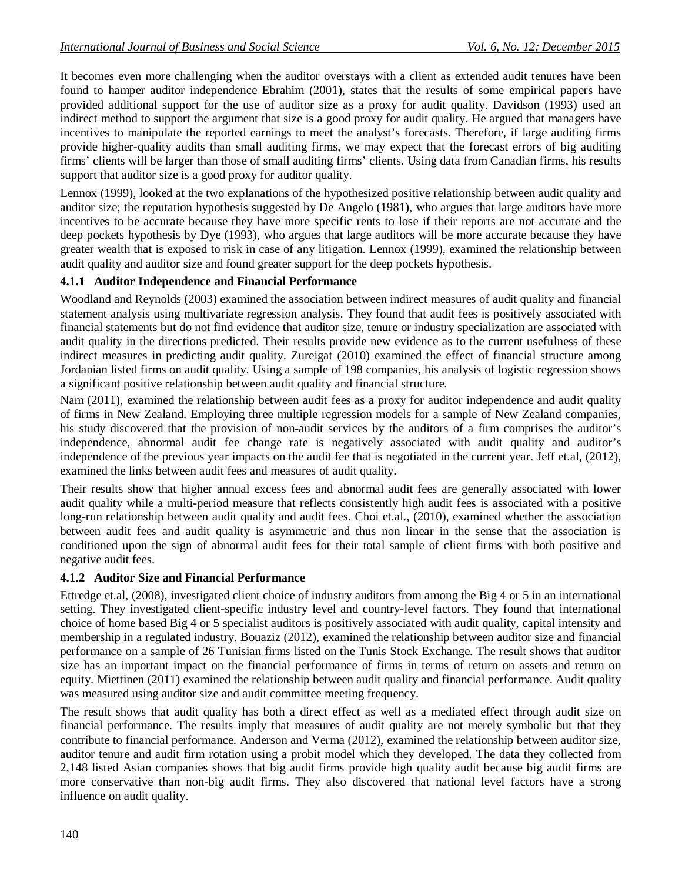It becomes even more challenging when the auditor overstays with a client as extended audit tenures have been found to hamper auditor independence Ebrahim (2001), states that the results of some empirical papers have provided additional support for the use of auditor size as a proxy for audit quality. Davidson (1993) used an indirect method to support the argument that size is a good proxy for audit quality. He argued that managers have incentives to manipulate the reported earnings to meet the analyst's forecasts. Therefore, if large auditing firms provide higher-quality audits than small auditing firms, we may expect that the forecast errors of big auditing firms' clients will be larger than those of small auditing firms' clients. Using data from Canadian firms, his results support that auditor size is a good proxy for auditor quality.

Lennox (1999), looked at the two explanations of the hypothesized positive relationship between audit quality and auditor size; the reputation hypothesis suggested by De Angelo (1981), who argues that large auditors have more incentives to be accurate because they have more specific rents to lose if their reports are not accurate and the deep pockets hypothesis by Dye (1993), who argues that large auditors will be more accurate because they have greater wealth that is exposed to risk in case of any litigation. Lennox (1999), examined the relationship between audit quality and auditor size and found greater support for the deep pockets hypothesis.

### 4.1.1 Auditor Independence and Financial Performance

Woodland and Reynolds (2003) examined the association between indirect measures of audit quality and financial statement analysis using multivariate regression analysis. They found that audit fees is positively associated with financial statements but do not find evidence that auditor size, tenure or industry specialization are associated with audit quality in the directions predicted. Their results provide new evidence as to the current usefulness of these indirect measures in predicting audit quality. Zureigat (2010) examined the effect of financial structure among Jordanian listed firms on audit quality. Using a sample of 198 companies, his analysis of logistic regression shows a significant positive relationship between audit quality and financial structure.

Nam (2011), examined the relationship between audit fees as a proxy for auditor independence and audit quality of firms in New Zealand. Employing three multiple regression models for a sample of New Zealand companies, his study discovered that the provision of non-audit services by the auditors of a firm comprises the auditor's independence, abnormal audit fee change rate is negatively associated with audit quality and auditor's independence of the previous year impacts on the audit fee that is negotiated in the current year. Jeff et.al, (2012), examined the links between audit fees and measures of audit quality.

Their results show that higher annual excess fees and abnormal audit fees are generally associated with lower audit quality while a multi-period measure that reflects consistently high audit fees is associated with a positive long-run relationship between audit quality and audit fees. Choi et.al., (2010), examined whether the association between audit fees and audit quality is asymmetric and thus non linear in the sense that the association is conditioned upon the sign of abnormal audit fees for their total sample of client firms with both positive and negative audit fees.

### 4.1.2 Auditor Size and Financial Performance

Ettredge et.al, (2008), investigated client choice of industry auditors from among the Big 4 or 5 in an international setting. They investigated client-specific industry level and country-level factors. They found that international choice of home based Big 4 or 5 specialist auditors is positively associated with audit quality, capital intensity and membership in a regulated industry. Bouaziz (2012), examined the relationship between auditor size and financial performance on a sample of 26 Tunisian firms listed on the Tunis Stock Exchange. The result shows that auditor size has an important impact on the financial performance of firms in terms of return on assets and return on equity. Miettinen (2011) examined the relationship between audit quality and financial performance. Audit quality was measured using auditor size and audit committee meeting frequency.

The result shows that audit quality has both a direct effect as well as a mediated effect through audit size on financial performance. The results imply that measures of audit quality are not merely symbolic but that they contribute to financial performance. Anderson and Verma (2012), examined the relationship between auditor size, auditor tenure and audit firm rotation using a probit model which they developed. The data they collected from 2,148 listed Asian companies shows that big audit firms provide high quality audit because big audit firms are more conservative than non-big audit firms. They also discovered that national level factors have a strong influence on audit quality.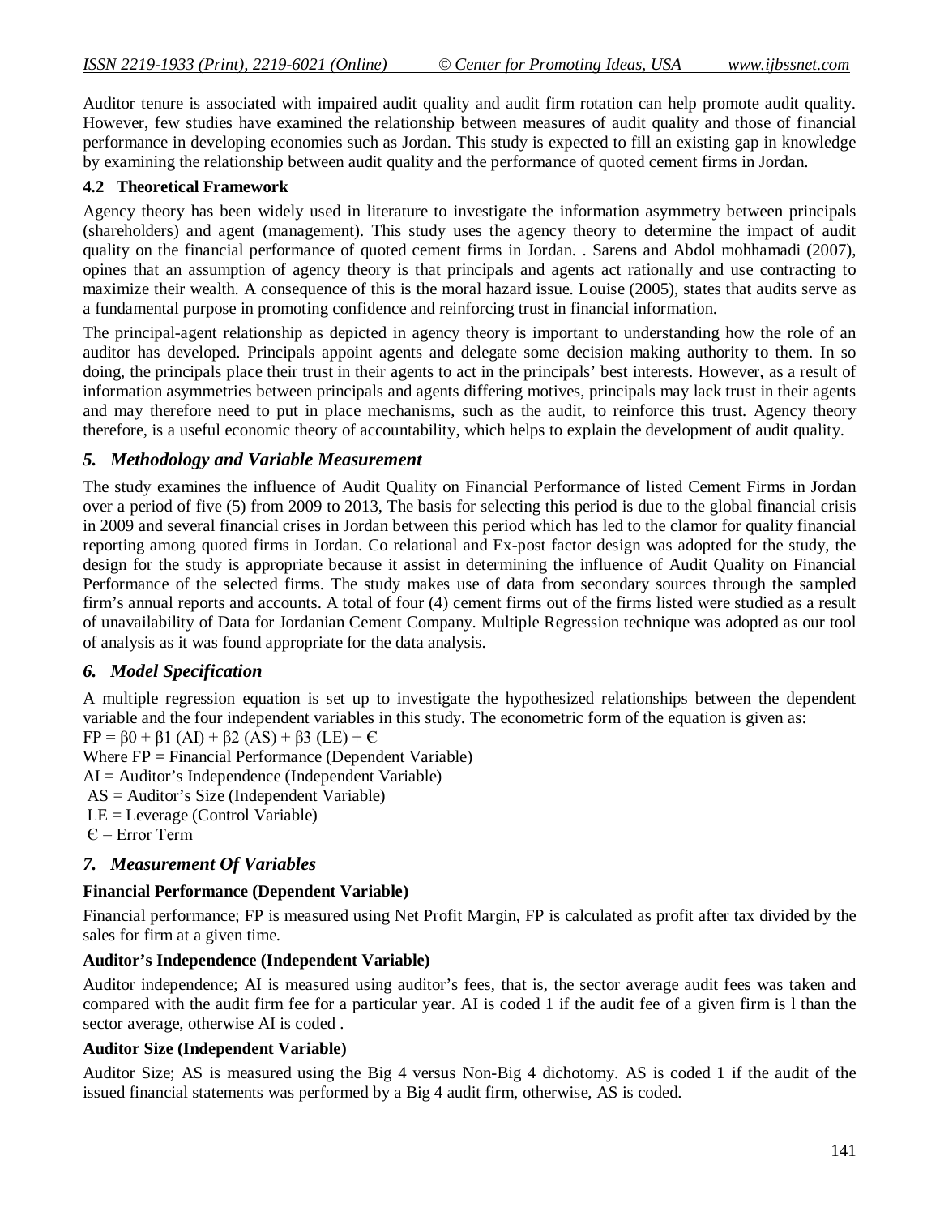Auditor tenure is associated with impaired audit quality and audit firm rotation can help promote audit quality. However, few studies have examined the relationship between measures of audit quality and those of financial performance in developing economies such as Jordan. This study is expected to fill an existing gap in knowledge by examining the relationship between audit quality and the performance of quoted cement firms in Jordan.

### 4.2 Theoretical Framework

Agency theory has been widely used in literature to investigate the information asymmetry between principals (shareholders) and agent (management). This study uses the agency theory to determine the impact of audit quality on the financial performance of quoted cement firms in Jordan. . Sarens and Abdol mohhamadi (2007), opines that an assumption of agency theory is that principals and agents act rationally and use contracting to maximize their wealth. A consequence of this is the moral hazard issue. Louise (2005), states that audits serve as a fundamental purpose in promoting confidence and reinforcing trust in financial information.

The principal-agent relationship as depicted in agency theory is important to understanding how the role of an auditor has developed. Principals appoint agents and delegate some decision making authority to them. In so doing, the principals place their trust in their agents to act in the principals' best interests. However, as a result of information asymmetries between principals and agents differing motives, principals may lack trust in their agents and may therefore need to put in place mechanisms, such as the audit, to reinforce this trust. Agency theory therefore, is a useful economic theory of accountability, which helps to explain the development of audit quality.

## *5. Methodology and Variable Measurement*

The study examines the influence of Audit Quality on Financial Performance of listed Cement Firms in Jordan over a period of five (5) from 2009 to 2013, The basis for selecting this period is due to the global financial crisis in 2009 and several financial crises in Jordan between this period which has led to the clamor for quality financial reporting among quoted firms in Jordan. Co relational and Ex-post factor design was adopted for the study, the design for the study is appropriate because it assist in determining the influence of Audit Quality on Financial Performance of the selected firms. The study makes use of data from secondary sources through the sampled firm's annual reports and accounts. A total of four (4) cement firms out of the firms listed were studied as a result of unavailability of Data for Jordanian Cement Company. Multiple Regression technique was adopted as our tool of analysis as it was found appropriate for the data analysis.

## *6. Model Specification*

A multiple regression equation is set up to investigate the hypothesized relationships between the dependent variable and the four independent variables in this study. The econometric form of the equation is given as:

$$FP = \beta 0 + \beta 1 (AI) + \beta 2 (AS) + \beta 3 (LE) + Є$$

Where FP = Financial Performance (Dependent Variable)

AI = Auditor's Independence (Independent Variable)

AS = Auditor's Size (Independent Variable)

LE = Leverage (Control Variable)

Є = Error Term

## *7. Measurement Of Variables*

**Financial Performance (Dependent Variable)**

Financial performance; FP is measured using Net Profit Margin, FP is calculated as profit after tax divided by the sales for firm at a given time.

**Auditor's Independence (Independent Variable)**

Auditor independence; AI is measured using auditor's fees, that is, the sector average audit fees was taken and compared with the audit firm fee for a particular year. AI is coded 1 if the audit fee of a given firm is l than the sector average, otherwise AI is coded .

**Auditor Size (Independent Variable)**

Auditor Size; AS is measured using the Big 4 versus Non-Big 4 dichotomy. AS is coded 1 if the audit of the issued financial statements was performed by a Big 4 audit firm, otherwise, AS is coded.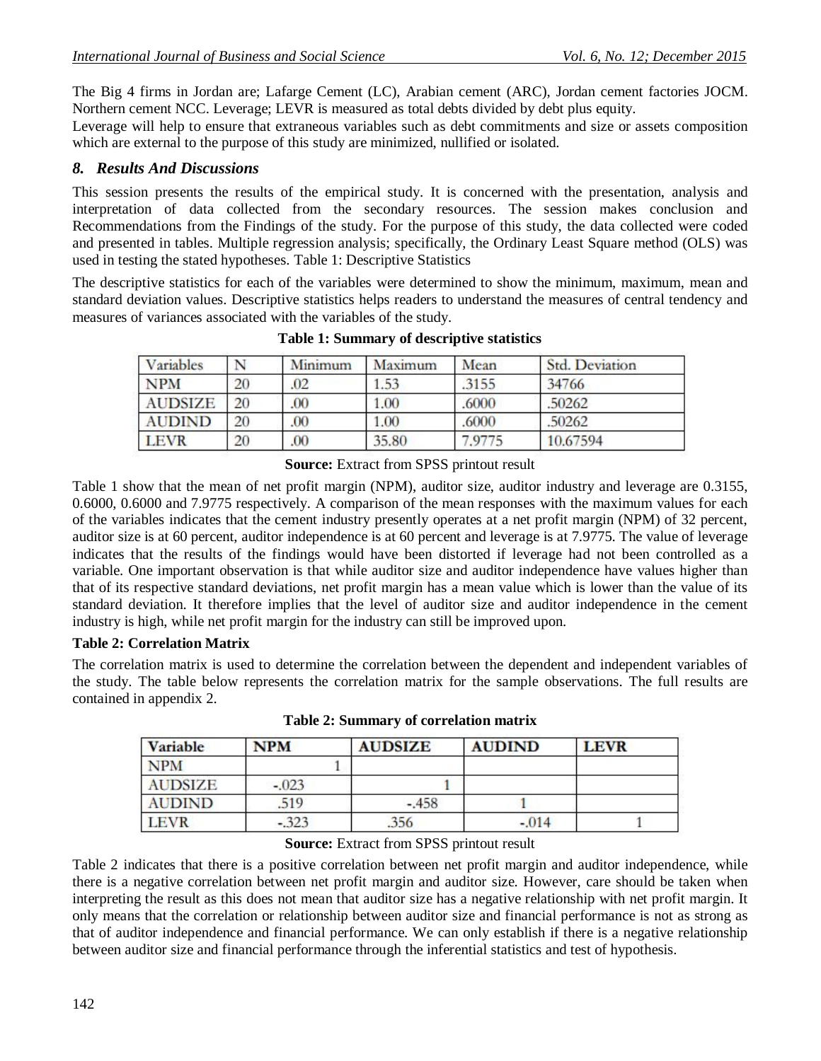The Big 4 firms in Jordan are; Lafarge Cement (LC), Arabian cement (ARC), Jordan cement factories JOCM. Northern cement NCC. Leverage; LEVR is measured as total debts divided by debt plus equity.

Leverage will help to ensure that extraneous variables such as debt commitments and size or assets composition which are external to the purpose of this study are minimized, nullified or isolated.

## *8. Results And Discussions*

This session presents the results of the empirical study. It is concerned with the presentation, analysis and interpretation of data collected from the secondary resources. The session makes conclusion and Recommendations from the Findings of the study. For the purpose of this study, the data collected were coded and presented in tables. Multiple regression analysis; specifically, the Ordinary Least Square method (OLS) was used in testing the stated hypotheses. Table 1: Descriptive Statistics

The descriptive statistics for each of the variables were determined to show the minimum, maximum, mean and standard deviation values. Descriptive statistics helps readers to understand the measures of central tendency and measures of variances associated with the variables of the study.

**Table 1: Summary of descriptive statistics**

| Variables | N | Minimum | Maximum | Mean | Std. Deviation |
|---|---|---|---|---|---|
| NPM | 20 | .02 | 1.53 | .3155 | 34766 |
| AUDSIZE | 20 | .00 | 1.00 | .6000 | .50262 |
| AUDIND | 20 | .00 | 1.00 | .6000 | .50262 |
| LEVR | 20 | .00 | 35.80 | 7.9775 | 10.67594 |

**Source:** Extract from SPSS printout result

Table 1 show that the mean of net profit margin (NPM), auditor size, auditor industry and leverage are 0.3155, 0.6000, 0.6000 and 7.9775 respectively. A comparison of the mean responses with the maximum values for each of the variables indicates that the cement industry presently operates at a net profit margin (NPM) of 32 percent, auditor size is at 60 percent, auditor independence is at 60 percent and leverage is at 7.9775. The value of leverage indicates that the results of the findings would have been distorted if leverage had not been controlled as a variable. One important observation is that while auditor size and auditor independence have values higher than that of its respective standard deviations, net profit margin has a mean value which is lower than the value of its standard deviation. It therefore implies that the level of auditor size and auditor independence in the cement industry is high, while net profit margin for the industry can still be improved upon.

**Table 2: Correlation Matrix**

The correlation matrix is used to determine the correlation between the dependent and independent variables of the study. The table below represents the correlation matrix for the sample observations. The full results are contained in appendix 2.

**Table 2: Summary of correlation matrix**

| Variable | NPM | AUDSIZE | AUDIND | LEVR |
|---|---|---|---|---|
| NPM | 1 | | | |
| AUDSIZE | -.023 | 1 | | |
| AUDIND | .519 | -.458 | 1 | |
| LEVR | -.323 | .356 | -.014 | 1 |

**Source:** Extract from SPSS printout result

Table 2 indicates that there is a positive correlation between net profit margin and auditor independence, while there is a negative correlation between net profit margin and auditor size. However, care should be taken when interpreting the result as this does not mean that auditor size has a negative relationship with net profit margin. It only means that the correlation or relationship between auditor size and financial performance is not as strong as that of auditor independence and financial performance. We can only establish if there is a negative relationship between auditor size and financial performance through the inferential statistics and test of hypothesis.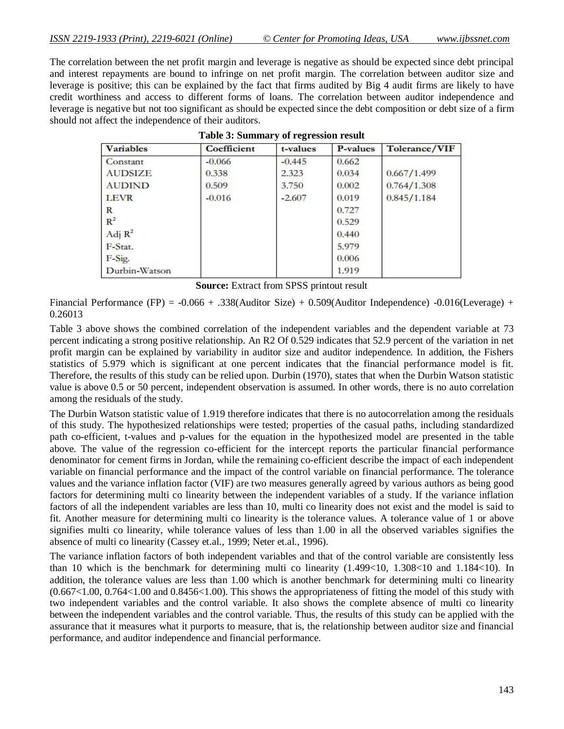The correlation between the net profit margin and leverage is negative as should be expected since debt principal and interest repayments are bound to infringe on net profit margin. The correlation between auditor size and leverage is positive; this can be explained by the fact that firms audited by Big 4 audit firms are likely to have credit worthiness and access to different forms of loans. The correlation between auditor independence and leverage is negative but not too significant as should be expected since the debt composition or debt size of a firm should not affect the independence of their auditors.

**Table 3: Summary of regression result**

| Variables | Coefficient | t-values | P-values | Tolerance/VIF |
|---|---|---|---|---|
| Constant | -0.066 | -0.445 | 0.662 | |
| AUDSIZE | 0.338 | 2.323 | 0.034 | 0.667/1.499 |
| AUDIND | 0.509 | 3.750 | 0.002 | 0.764/1.308 |
| LEVR | -0.016 | -2.607 | 0.019 | 0.845/1.184 |
| R | | | 0.727 | |
| $R^2$ | | | 0.529 | |
| Adj $R^2$ | | | 0.440 | |
| F-Stat. | | | 5.979 | |
| F-Sig. | | | 0.006 | |
| Durbin-Watson | | | 1.919 | |

**Source:** Extract from SPSS printout result

Financial Performance (FP) = -0.066 + .338(Auditor Size) + 0.509(Auditor Independence) -0.016(Leverage) + 0.26013

Table 3 above shows the combined correlation of the independent variables and the dependent variable at 73 percent indicating a strong positive relationship. An R2 Of 0.529 indicates that 52.9 percent of the variation in net profit margin can be explained by variability in auditor size and auditor independence. In addition, the Fishers statistics of 5.979 which is significant at one percent indicates that the financial performance model is fit. Therefore, the results of this study can be relied upon. Durbin (1970), states that when the Durbin Watson statistic value is above 0.5 or 50 percent, independent observation is assumed. In other words, there is no auto correlation among the residuals of the study.

The Durbin Watson statistic value of 1.919 therefore indicates that there is no autocorrelation among the residuals of this study. The hypothesized relationships were tested; properties of the casual paths, including standardized path co-efficient, t-values and p-values for the equation in the hypothesized model are presented in the table above. The value of the regression co-efficient for the intercept reports the particular financial performance denominator for cement firms in Jordan, while the remaining co-efficient describe the impact of each independent variable on financial performance and the impact of the control variable on financial performance. The tolerance values and the variance inflation factor (VIF) are two measures generally agreed by various authors as being good factors for determining multi co linearity between the independent variables of a study. If the variance inflation factors of all the independent variables are less than 10, multi co linearity does not exist and the model is said to fit. Another measure for determining multi co linearity is the tolerance values. A tolerance value of 1 or above signifies multi co linearity, while tolerance values of less than 1.00 in all the observed variables signifies the absence of multi co linearity (Cassey et.al., 1999; Neter et.al., 1996).

The variance inflation factors of both independent variables and that of the control variable are consistently less than 10 which is the benchmark for determining multi co linearity (1.499<10, 1.308<10 and 1.184<10). In addition, the tolerance values are less than 1.00 which is another benchmark for determining multi co linearity (0.667<1.00, 0.764<1.00 and 0.8456<1.00). This shows the appropriateness of fitting the model of this study with two independent variables and the control variable. It also shows the complete absence of multi co linearity between the independent variables and the control variable. Thus, the results of this study can be applied with the assurance that it measures what it purports to measure, that is, the relationship between auditor size and financial performance, and auditor independence and financial performance.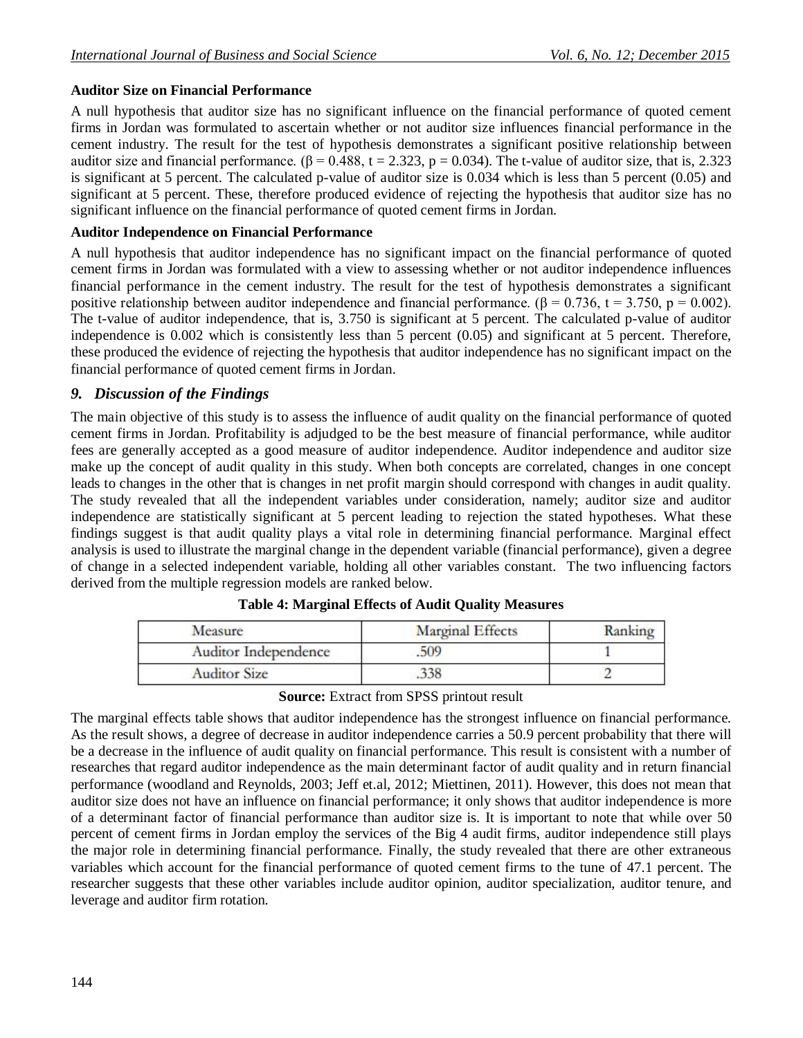**Auditor Size on Financial Performance**

A null hypothesis that auditor size has no significant influence on the financial performance of quoted cement firms in Jordan was formulated to ascertain whether or not auditor size influences financial performance in the cement industry. The result for the test of hypothesis demonstrates a significant positive relationship between auditor size and financial performance. ($\beta = 0.488$, $t = 2.323$, $p = 0.034$). The t-value of auditor size, that is, 2.323 is significant at 5 percent. The calculated p-value of auditor size is 0.034 which is less than 5 percent (0.05) and significant at 5 percent. These, therefore produced evidence of rejecting the hypothesis that auditor size has no significant influence on the financial performance of quoted cement firms in Jordan.

**Auditor Independence on Financial Performance**

A null hypothesis that auditor independence has no significant impact on the financial performance of quoted cement firms in Jordan was formulated with a view to assessing whether or not auditor independence influences financial performance in the cement industry. The result for the test of hypothesis demonstrates a significant positive relationship between auditor independence and financial performance. ($\beta = 0.736$, $t = 3.750$, $p = 0.002$). The t-value of auditor independence, that is, 3.750 is significant at 5 percent. The calculated p-value of auditor independence is 0.002 which is consistently less than 5 percent (0.05) and significant at 5 percent. Therefore, these produced the evidence of rejecting the hypothesis that auditor independence has no significant impact on the financial performance of quoted cement firms in Jordan.

## *9. Discussion of the Findings*

The main objective of this study is to assess the influence of audit quality on the financial performance of quoted cement firms in Jordan. Profitability is adjudged to be the best measure of financial performance, while auditor fees are generally accepted as a good measure of auditor independence. Auditor independence and auditor size make up the concept of audit quality in this study. When both concepts are correlated, changes in one concept leads to changes in the other that is changes in net profit margin should correspond with changes in audit quality. The study revealed that all the independent variables under consideration, namely; auditor size and auditor independence are statistically significant at 5 percent leading to rejection the stated hypotheses. What these findings suggest is that audit quality plays a vital role in determining financial performance. Marginal effect analysis is used to illustrate the marginal change in the dependent variable (financial performance), given a degree of change in a selected independent variable, holding all other variables constant. The two influencing factors derived from the multiple regression models are ranked below.

**Table 4: Marginal Effects of Audit Quality Measures**

| Measure | Marginal Effects | Ranking |
|---|---|---|
| Auditor Independence | .509 | 1 |
| Auditor Size | .338 | 2 |

**Source:** Extract from SPSS printout result

The marginal effects table shows that auditor independence has the strongest influence on financial performance. As the result shows, a degree of decrease in auditor independence carries a 50.9 percent probability that there will be a decrease in the influence of audit quality on financial performance. This result is consistent with a number of researches that regard auditor independence as the main determinant factor of audit quality and in return financial performance (woodland and Reynolds, 2003; Jeff et.al, 2012; Miettinen, 2011). However, this does not mean that auditor size does not have an influence on financial performance; it only shows that auditor independence is more of a determinant factor of financial performance than auditor size is. It is important to note that while over 50 percent of cement firms in Jordan employ the services of the Big 4 audit firms, auditor independence still plays the major role in determining financial performance. Finally, the study revealed that there are other extraneous variables which account for the financial performance of quoted cement firms to the tune of 47.1 percent. The researcher suggests that these other variables include auditor opinion, auditor specialization, auditor tenure, and leverage and auditor firm rotation.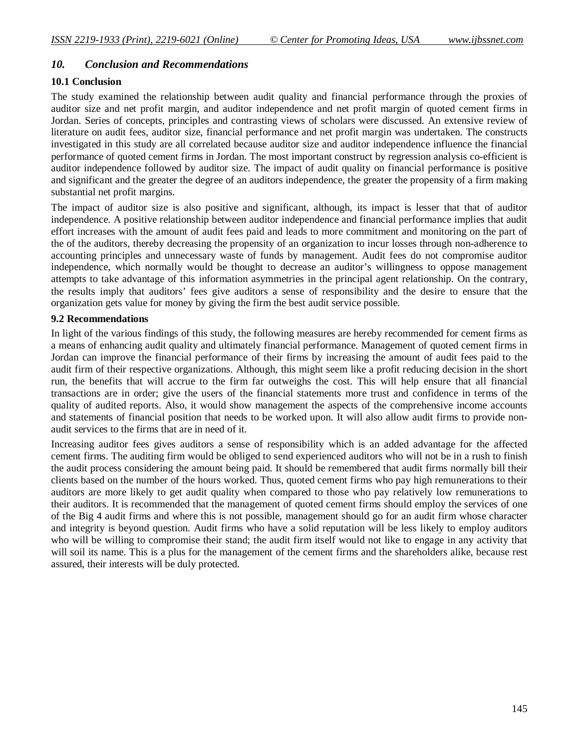## *10. Conclusion and Recommendations*

### 10.1 Conclusion

The study examined the relationship between audit quality and financial performance through the proxies of auditor size and net profit margin, and auditor independence and net profit margin of quoted cement firms in Jordan. Series of concepts, principles and contrasting views of scholars were discussed. An extensive review of literature on audit fees, auditor size, financial performance and net profit margin was undertaken. The constructs investigated in this study are all correlated because auditor size and auditor independence influence the financial performance of quoted cement firms in Jordan. The most important construct by regression analysis co-efficient is auditor independence followed by auditor size. The impact of audit quality on financial performance is positive and significant and the greater the degree of an auditors independence, the greater the propensity of a firm making substantial net profit margins.

The impact of auditor size is also positive and significant, although, its impact is lesser that that of auditor independence. A positive relationship between auditor independence and financial performance implies that audit effort increases with the amount of audit fees paid and leads to more commitment and monitoring on the part of the of the auditors, thereby decreasing the propensity of an organization to incur losses through non-adherence to accounting principles and unnecessary waste of funds by management. Audit fees do not compromise auditor independence, which normally would be thought to decrease an auditor's willingness to oppose management attempts to take advantage of this information asymmetries in the principal agent relationship. On the contrary, the results imply that auditors' fees give auditors a sense of responsibility and the desire to ensure that the organization gets value for money by giving the firm the best audit service possible.

### 9.2 Recommendations

In light of the various findings of this study, the following measures are hereby recommended for cement firms as a means of enhancing audit quality and ultimately financial performance. Management of quoted cement firms in Jordan can improve the financial performance of their firms by increasing the amount of audit fees paid to the audit firm of their respective organizations. Although, this might seem like a profit reducing decision in the short run, the benefits that will accrue to the firm far outweighs the cost. This will help ensure that all financial transactions are in order; give the users of the financial statements more trust and confidence in terms of the quality of audited reports. Also, it would show management the aspects of the comprehensive income accounts and statements of financial position that needs to be worked upon. It will also allow audit firms to provide non-audit services to the firms that are in need of it.

Increasing auditor fees gives auditors a sense of responsibility which is an added advantage for the affected cement firms. The auditing firm would be obliged to send experienced auditors who will not be in a rush to finish the audit process considering the amount being paid. It should be remembered that audit firms normally bill their clients based on the number of the hours worked. Thus, quoted cement firms who pay high remunerations to their auditors are more likely to get audit quality when compared to those who pay relatively low remunerations to their auditors. It is recommended that the management of quoted cement firms should employ the services of one of the Big 4 audit firms and where this is not possible, management should go for an audit firm whose character and integrity is beyond question. Audit firms who have a solid reputation will be less likely to employ auditors who will be willing to compromise their stand; the audit firm itself would not like to engage in any activity that will soil its name. This is a plus for the management of the cement firms and the shareholders alike, because rest assured, their interests will be duly protected.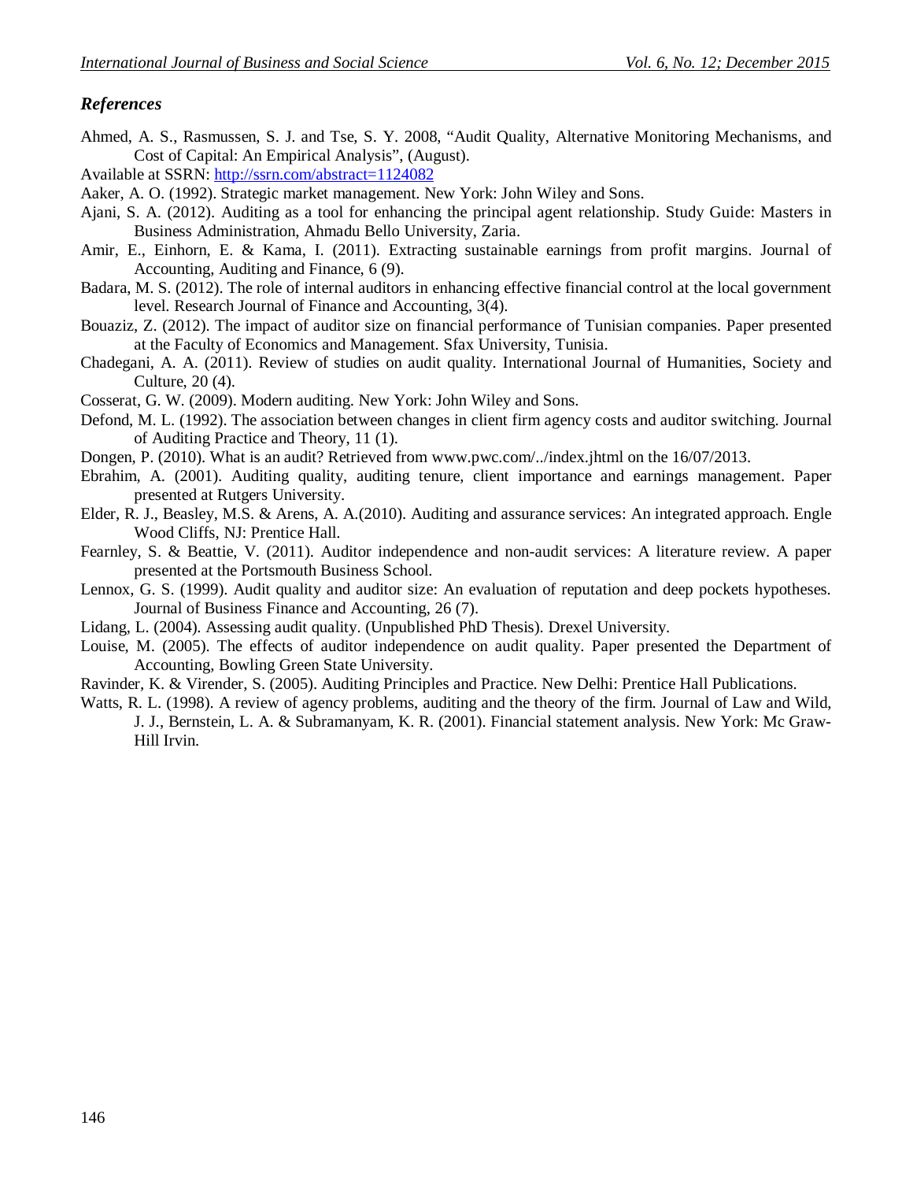## *References*

Ahmed, A. S., Rasmussen, S. J. and Tse, S. Y. 2008, "Audit Quality, Alternative Monitoring Mechanisms, and Cost of Capital: An Empirical Analysis", (August).

Available at SSRN: http://ssrn.com/abstract=1124082

Aaker, A. O. (1992). Strategic market management. New York: John Wiley and Sons.

Ajani, S. A. (2012). Auditing as a tool for enhancing the principal agent relationship. Study Guide: Masters in Business Administration, Ahmadu Bello University, Zaria.

Amir, E., Einhorn, E. & Kama, I. (2011). Extracting sustainable earnings from profit margins. Journal of Accounting, Auditing and Finance, 6 (9).

Badara, M. S. (2012). The role of internal auditors in enhancing effective financial control at the local government level. Research Journal of Finance and Accounting, 3(4).

Bouaziz, Z. (2012). The impact of auditor size on financial performance of Tunisian companies. Paper presented at the Faculty of Economics and Management. Sfax University, Tunisia.

Chadegani, A. A. (2011). Review of studies on audit quality. International Journal of Humanities, Society and Culture, 20 (4).

Cosserat, G. W. (2009). Modern auditing. New York: John Wiley and Sons.

Defond, M. L. (1992). The association between changes in client firm agency costs and auditor switching. Journal of Auditing Practice and Theory, 11 (1).

Dongen, P. (2010). What is an audit? Retrieved from www.pwc.com/../index.jhtml on the 16/07/2013.

Ebrahim, A. (2001). Auditing quality, auditing tenure, client importance and earnings management. Paper presented at Rutgers University.

Elder, R. J., Beasley, M.S. & Arens, A. A.(2010). Auditing and assurance services: An integrated approach. Engle Wood Cliffs, NJ: Prentice Hall.

Fearnley, S. & Beattie, V. (2011). Auditor independence and non-audit services: A literature review. A paper presented at the Portsmouth Business School.

Lennox, G. S. (1999). Audit quality and auditor size: An evaluation of reputation and deep pockets hypotheses. Journal of Business Finance and Accounting, 26 (7).

Lidang, L. (2004). Assessing audit quality. (Unpublished PhD Thesis). Drexel University.

Louise, M. (2005). The effects of auditor independence on audit quality. Paper presented the Department of Accounting, Bowling Green State University.

Ravinder, K. & Virender, S. (2005). Auditing Principles and Practice. New Delhi: Prentice Hall Publications.

Watts, R. L. (1998). A review of agency problems, auditing and the theory of the firm. Journal of Law and Wild, J. J., Bernstein, L. A. & Subramanyam, K. R. (2001). Financial statement analysis. New York: Mc Graw-Hill Irvin.